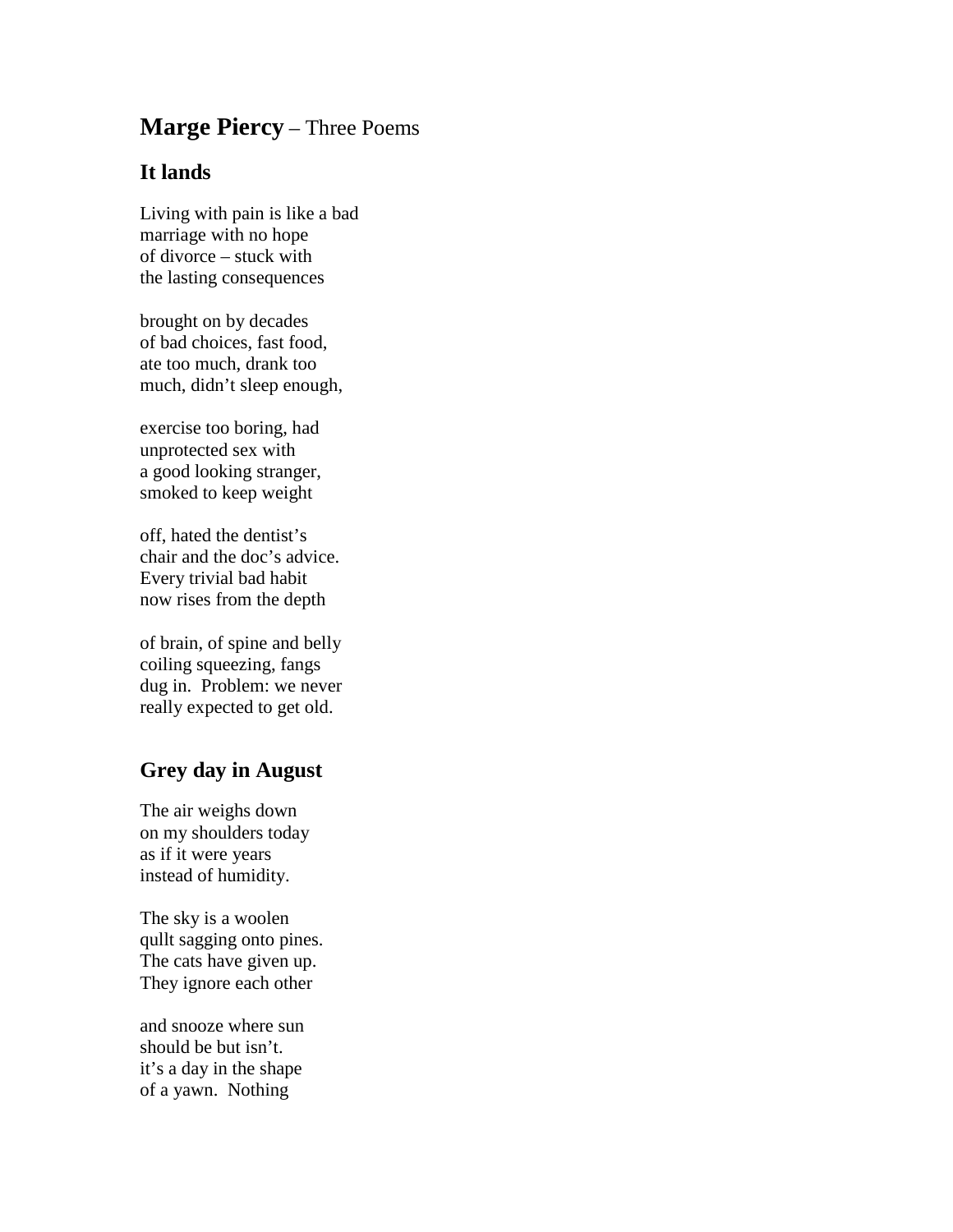# **Marge Piercy** – Three Poems

## It lands

Living with pain is like a bad
marriage with no hope
of divorce – stuck with
the lasting consequences

brought on by decades
of bad choices, fast food,
ate too much, drank too
much, didn't sleep enough,

exercise too boring, had
unprotected sex with
a good looking stranger,
smoked to keep weight

off, hated the dentist's
chair and the doc's advice.
Every trivial bad habit
now rises from the depth

of brain, of spine and belly
coiling squeezing, fangs
dug in. Problem: we never
really expected to get old.

## Grey day in August

The air weighs down
on my shoulders today
as if it were years
instead of humidity.

The sky is a woolen
qullt sagging onto pines.
The cats have given up.
They ignore each other

and snooze where sun
should be but isn't.
it's a day in the shape
of a yawn. Nothing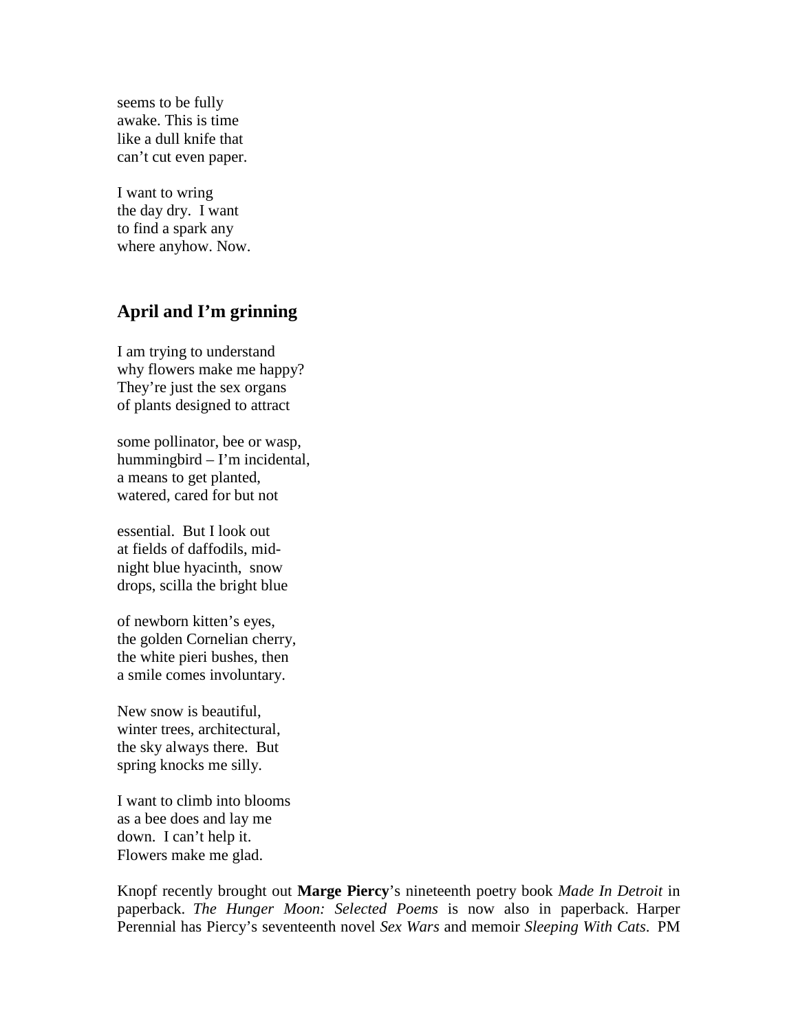seems to be fully  
awake. This is time  
like a dull knife that  
can't cut even paper.

I want to wring  
the day dry.  I want  
to find a spark any  
where anyhow. Now.

## April and I'm grinning

I am trying to understand  
why flowers make me happy?  
They're just the sex organs  
of plants designed to attract

some pollinator, bee or wasp,  
hummingbird – I'm incidental,  
a means to get planted,  
watered, cared for but not

essential.  But I look out  
at fields of daffodils, mid-  
night blue hyacinth,  snow  
drops, scilla the bright blue

of newborn kitten's eyes,  
the golden Cornelian cherry,  
the white pieri bushes, then  
a smile comes involuntary.

New snow is beautiful,  
winter trees, architectural,  
the sky always there.  But  
spring knocks me silly.

I want to climb into blooms  
as a bee does and lay me  
down.  I can't help it.  
Flowers make me glad.

Knopf recently brought out **Marge Piercy**'s nineteenth poetry book *Made In Detroit* in paperback. *The Hunger Moon: Selected Poems* is now also in paperback. Harper Perennial has Piercy's seventeenth novel *Sex Wars* and memoir *Sleeping With Cats*. PM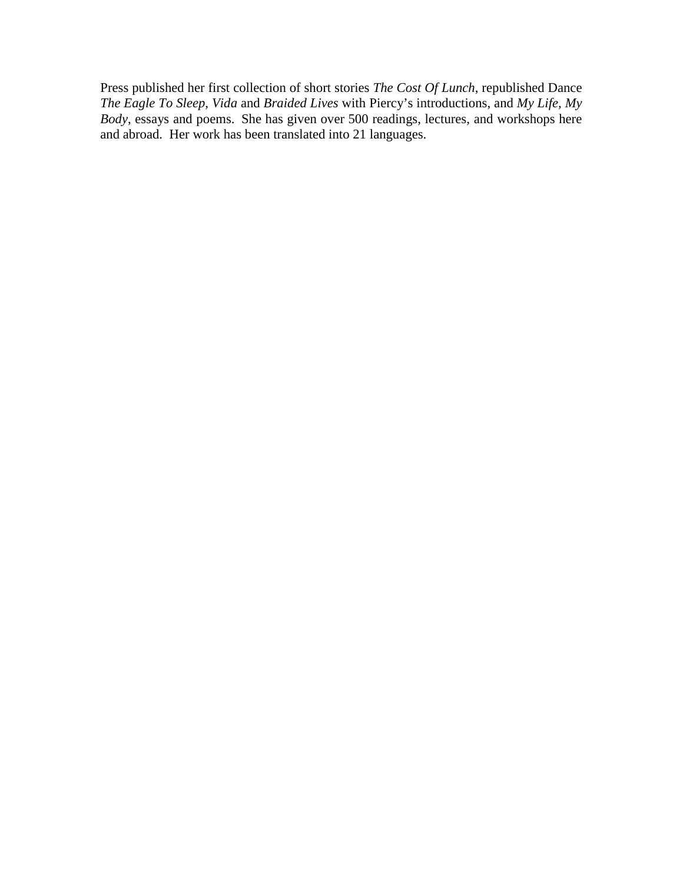Press published her first collection of short stories *The Cost Of Lunch*, republished Dance *The Eagle To Sleep*, *Vida* and *Braided Lives* with Piercy's introductions, and *My Life, My Body*, essays and poems. She has given over 500 readings, lectures, and workshops here and abroad. Her work has been translated into 21 languages.